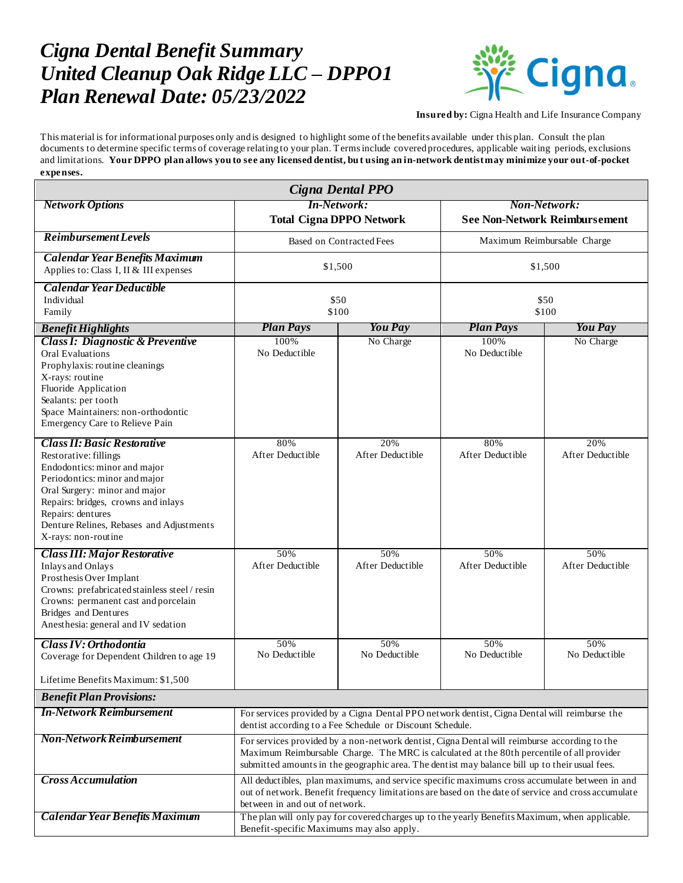# *Cigna Dental Benefit Summary*
# *United Cleanup Oak Ridge LLC – DPPO1*
# *Plan Renewal Date: 05/23/2022*

**Insured by:** Cigna Health and Life Insurance Company

This material is for informational purposes only and is designed to highlight some of the benefits available under this plan. Consult the plan documents to determine specific terms of coverage relating to your plan. Terms include covered procedures, applicable waiting periods, exclusions and limitations. **Your DPPO plan allows you to see any licensed dentist, but using an in-network dentist may minimize your out-of-pocket expenses.**

| *Cigna Dental PPO* | | | | |
|---|---|---|---|---|
| ***Network Options*** | ***In-Network:*** **Total Cigna DPPO Network** | | ***Non-Network:*** **See Non-Network Reimbursement** | |
| ***Reimbursement Levels*** | Based on Contracted Fees | | Maximum Reimbursable Charge | |
| ***Calendar Year Benefits Maximum*** Applies to: Class I, II & III expenses | $1,500 | | $1,500 | |
| ***Calendar Year Deductible*** Individual Family | $50 $100 | | $50 $100 | |
| ***Benefit Highlights*** | ***Plan Pays*** | ***You Pay*** | ***Plan Pays*** | ***You Pay*** |
| ***Class I: Diagnostic & Preventive*** Oral Evaluations Prophylaxis: routine cleanings X-rays: routine Fluoride Application Sealants: per tooth Space Maintainers: non-orthodontic Emergency Care to Relieve Pain | 100% No Deductible | No Charge | 100% No Deductible | No Charge |
| ***Class II: Basic Restorative*** Restorative: fillings Endodontics: minor and major Periodontics: minor and major Oral Surgery: minor and major Repairs: bridges, crowns and inlays Repairs: dentures Denture Relines, Rebases and Adjustments X-rays: non-routine | 80% After Deductible | 20% After Deductible | 80% After Deductible | 20% After Deductible |
| ***Class III: Major Restorative*** Inlays and Onlays Prosthesis Over Implant Crowns: prefabricated stainless steel / resin Crowns: permanent cast and porcelain Bridges and Dentures Anesthesia: general and IV sedation | 50% After Deductible | 50% After Deductible | 50% After Deductible | 50% After Deductible |
| ***Class IV: Orthodontia*** Coverage for Dependent Children to age 19 Lifetime Benefits Maximum: $1,500 | 50% No Deductible | 50% No Deductible | 50% No Deductible | 50% No Deductible |
| ***Benefit Plan Provisions:*** | | | | |
| ***In-Network Reimbursement*** | For services provided by a Cigna Dental PPO network dentist, Cigna Dental will reimburse the dentist according to a Fee Schedule or Discount Schedule. | | | |
| ***Non-Network Reimbursement*** | For services provided by a non-network dentist, Cigna Dental will reimburse according to the Maximum Reimbursable Charge. The MRC is calculated at the 80th percentile of all provider submitted amounts in the geographic area. The dentist may balance bill up to their usual fees. | | | |
| ***Cross Accumulation*** | All deductibles, plan maximums, and service specific maximums cross accumulate between in and out of network. Benefit frequency limitations are based on the date of service and cross accumulate between in and out of network. | | | |
| ***Calendar Year Benefits Maximum*** | The plan will only pay for covered charges up to the yearly Benefits Maximum, when applicable. Benefit-specific Maximums may also apply. | | | |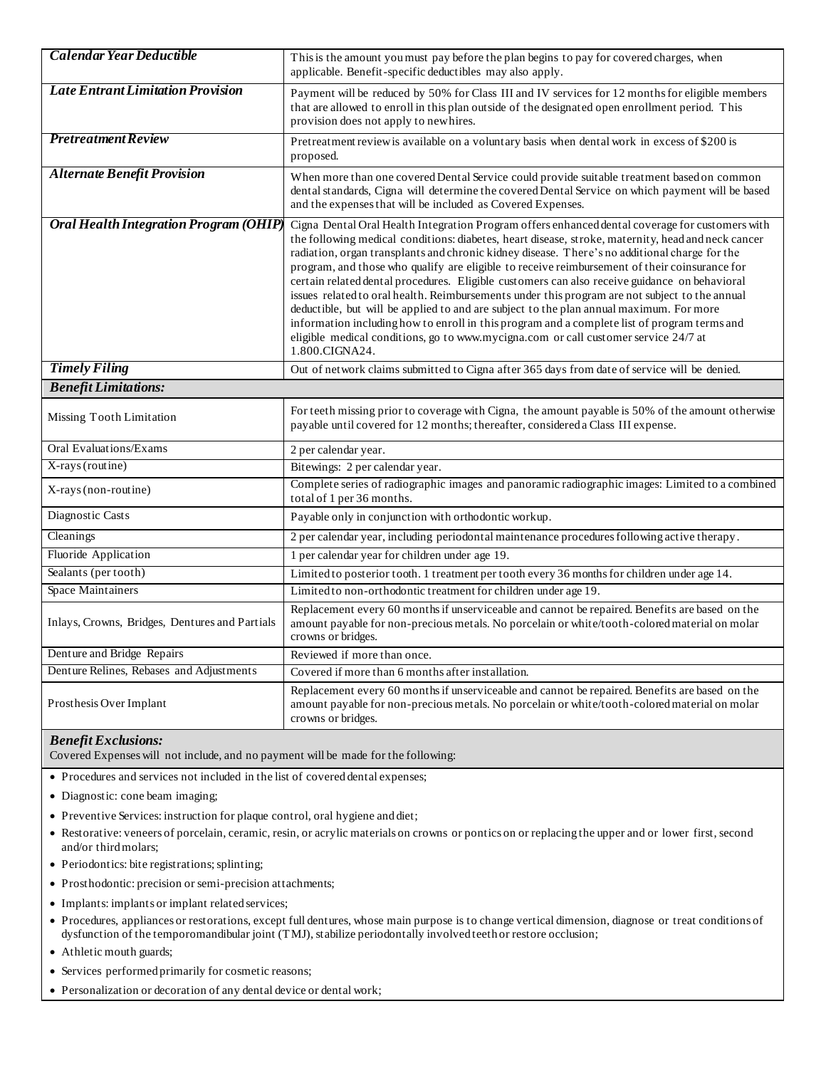| | |
|---|---|
| ***Calendar Year Deductible*** | This is the amount you must pay before the plan begins to pay for covered charges, when applicable. Benefit-specific deductibles may also apply. |
| ***Late Entrant Limitation Provision*** | Payment will be reduced by 50% for Class III and IV services for 12 months for eligible members that are allowed to enroll in this plan outside of the designated open enrollment period. This provision does not apply to new hires. |
| ***Pretreatment Review*** | Pretreatment review is available on a voluntary basis when dental work in excess of $200 is proposed. |
| ***Alternate Benefit Provision*** | When more than one covered Dental Service could provide suitable treatment based on common dental standards, Cigna will determine the covered Dental Service on which payment will be based and the expenses that will be included as Covered Expenses. |
| ***Oral Health Integration Program (OHIP)*** | Cigna Dental Oral Health Integration Program offers enhanced dental coverage for customers with the following medical conditions: diabetes, heart disease, stroke, maternity, head and neck cancer radiation, organ transplants and chronic kidney disease. There's no additional charge for the program, and those who qualify are eligible to receive reimbursement of their coinsurance for certain related dental procedures. Eligible customers can also receive guidance on behavioral issues related to oral health. Reimbursements under this program are not subject to the annual deductible, but will be applied to and are subject to the plan annual maximum. For more information including how to enroll in this program and a complete list of program terms and eligible medical conditions, go to www.mycigna.com or call customer service 24/7 at 1.800.CIGNA24. |
| ***Timely Filing*** | Out of network claims submitted to Cigna after 365 days from date of service will be denied. |
| ***Benefit Limitations:*** | |
| Missing Tooth Limitation | For teeth missing prior to coverage with Cigna, the amount payable is 50% of the amount otherwise payable until covered for 12 months; thereafter, considered a Class III expense. |
| Oral Evaluations/Exams | 2 per calendar year. |
| X-rays (routine) | Bitewings: 2 per calendar year. |
| X-rays (non-routine) | Complete series of radiographic images and panoramic radiographic images: Limited to a combined total of 1 per 36 months. |
| Diagnostic Casts | Payable only in conjunction with orthodontic workup. |
| Cleanings | 2 per calendar year, including periodontal maintenance procedures following active therapy. |
| Fluoride Application | 1 per calendar year for children under age 19. |
| Sealants (per tooth) | Limited to posterior tooth. 1 treatment per tooth every 36 months for children under age 14. |
| Space Maintainers | Limited to non-orthodontic treatment for children under age 19. |
| Inlays, Crowns, Bridges, Dentures and Partials | Replacement every 60 months if unserviceable and cannot be repaired. Benefits are based on the amount payable for non-precious metals. No porcelain or white/tooth-colored material on molar crowns or bridges. |
| Denture and Bridge Repairs | Reviewed if more than once. |
| Denture Relines, Rebases and Adjustments | Covered if more than 6 months after installation. |
| Prosthesis Over Implant | Replacement every 60 months if unserviceable and cannot be repaired. Benefits are based on the amount payable for non-precious metals. No porcelain or white/tooth-colored material on molar crowns or bridges. |

***Benefit Exclusions:***

Covered Expenses will not include, and no payment will be made for the following:

- Procedures and services not included in the list of covered dental expenses;
- Diagnostic: cone beam imaging;
- Preventive Services: instruction for plaque control, oral hygiene and diet;
- Restorative: veneers of porcelain, ceramic, resin, or acrylic materials on crowns or pontics on or replacing the upper and or lower first, second and/or third molars;
- Periodontics: bite registrations; splinting;
- Prosthodontic: precision or semi-precision attachments;
- Implants: implants or implant related services;
- Procedures, appliances or restorations, except full dentures, whose main purpose is to change vertical dimension, diagnose or treat conditions of dysfunction of the temporomandibular joint (TMJ), stabilize periodontally involved teeth or restore occlusion;
- Athletic mouth guards;
- Services performed primarily for cosmetic reasons;
- Personalization or decoration of any dental device or dental work;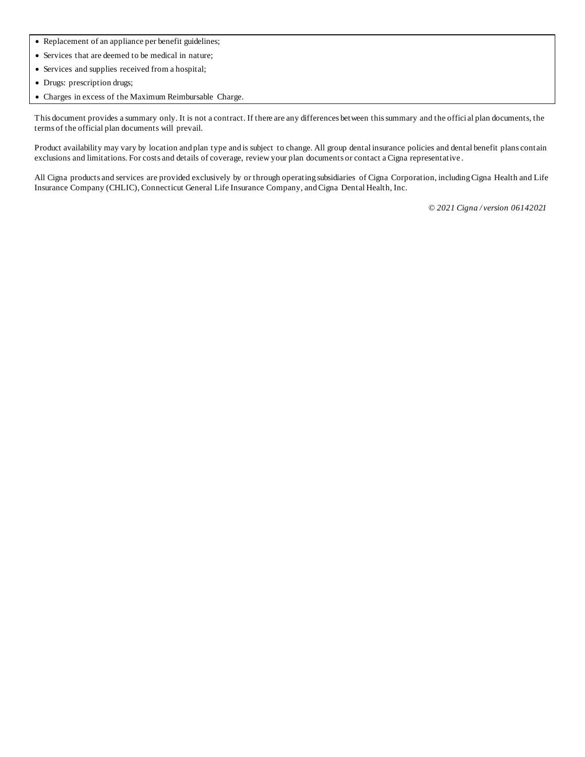- Replacement of an appliance per benefit guidelines;
- Services that are deemed to be medical in nature;
- Services and supplies received from a hospital;
- Drugs: prescription drugs;
- Charges in excess of the Maximum Reimbursable Charge.

This document provides a summary only. It is not a contract. If there are any differences between this summary and the official plan documents, the terms of the official plan documents will prevail.

Product availability may vary by location and plan type and is subject to change. All group dental insurance policies and dental benefit plans contain exclusions and limitations. For costs and details of coverage, review your plan documents or contact a Cigna representative.

All Cigna products and services are provided exclusively by or through operating subsidiaries of Cigna Corporation, including Cigna Health and Life Insurance Company (CHLIC), Connecticut General Life Insurance Company, and Cigna Dental Health, Inc.

*© 2021 Cigna / version 06142021*